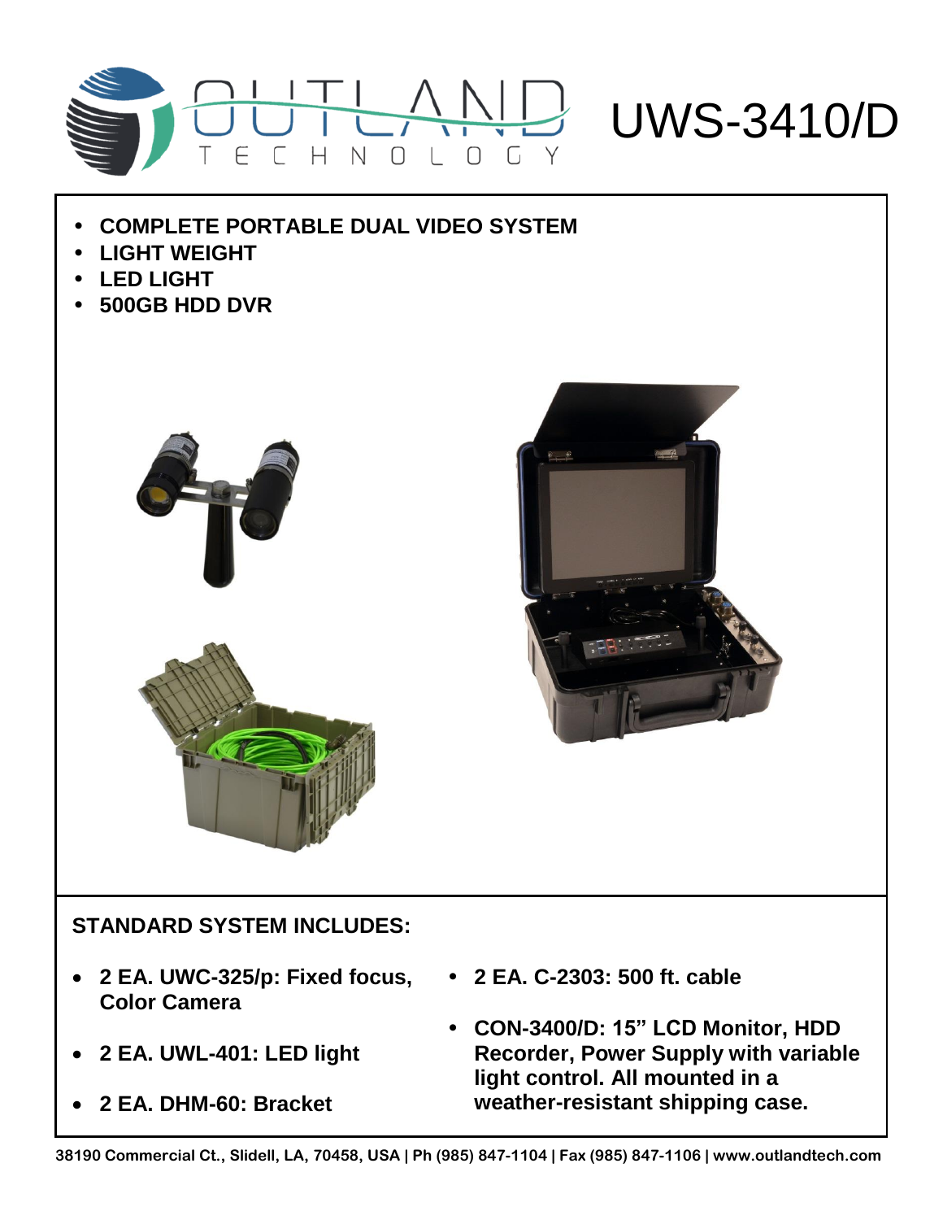# OUTLAND TECHNOLOGY UWS-3410/D

- **COMPLETE PORTABLE DUAL VIDEO SYSTEM**
- **LIGHT WEIGHT**
- **LED LIGHT**
- **500GB HDD DVR**

## STANDARD SYSTEM INCLUDES:

- **2 EA. UWC-325/p: Fixed focus, Color Camera**
- **2 EA. UWL-401: LED light**
- **2 EA. DHM-60: Bracket**
- **2 EA. C-2303: 500 ft. cable**
- **CON-3400/D: 15" LCD Monitor, HDD Recorder, Power Supply with variable light control. All mounted in a weather-resistant shipping case.**

**38190 Commercial Ct., Slidell, LA, 70458, USA | Ph (985) 847-1104 | Fax (985) 847-1106 | www.outlandtech.com**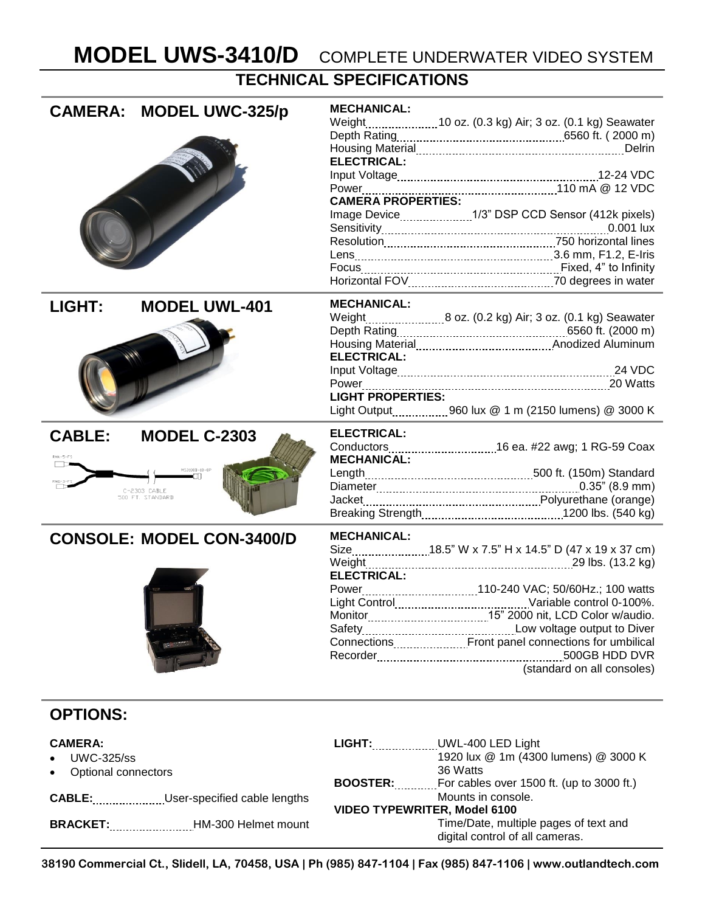# MODEL UWS-3410/D COMPLETE UNDERWATER VIDEO SYSTEM

## TECHNICAL SPECIFICATIONS

### CAMERA: MODEL UWC-325/p

**MECHANICAL:**

| | |
|---|---|
| Weight | 10 oz. (0.3 kg) Air; 3 oz. (0.1 kg) Seawater |
| Depth Rating | 6560 ft. ( 2000 m) |
| Housing Material | Delrin |

**ELECTRICAL:**

| | |
|---|---|
| Input Voltage | 12-24 VDC |
| Power | 110 mA @ 12 VDC |

**CAMERA PROPERTIES:**

| | |
|---|---|
| Image Device | 1/3" DSP CCD Sensor (412k pixels) |
| Sensitivity | 0.001 lux |
| Resolution | 750 horizontal lines |
| Lens | 3.6 mm, F1.2, E-Iris |
| Focus | Fixed, 4" to Infinity |
| Horizontal FOV | 70 degrees in water |

### LIGHT: MODEL UWL-401

**MECHANICAL:**

| | |
|---|---|
| Weight | 8 oz. (0.2 kg) Air; 3 oz. (0.1 kg) Seawater |
| Depth Rating | 6560 ft. (2000 m) |
| Housing Material | Anodized Aluminum |

**ELECTRICAL:**

| | |
|---|---|
| Input Voltage | 24 VDC |
| Power | 20 Watts |

**LIGHT PROPERTIES:**

| | |
|---|---|
| Light Output | 960 lux @ 1 m (2150 lumens) @ 3000 K |

### CABLE: MODEL C-2303

**ELECTRICAL:**

| | |
|---|---|
| Conductors | 16 ea. #22 awg; 1 RG-59 Coax |

**MECHANICAL:**

| | |
|---|---|
| Length | 500 ft. (150m) Standard |
| Diameter | 0.35" (8.9 mm) |
| Jacket | Polyurethane (orange) |
| Breaking Strength | 1200 lbs. (540 kg) |

### CONSOLE: MODEL CON-3400/D

**MECHANICAL:**

| | |
|---|---|
| Size | 18.5" W x 7.5" H x 14.5" D (47 x 19 x 37 cm) |
| Weight | 29 lbs. (13.2 kg) |

**ELECTRICAL:**

| | |
|---|---|
| Power | 110-240 VAC; 50/60Hz.; 100 watts |
| Light Control | Variable control 0-100%. |
| Monitor | 15" 2000 nit, LCD Color w/audio. |
| Safety | Low voltage output to Diver |
| Connections | Front panel connections for umbilical |
| Recorder | 500GB HDD DVR (standard on all consoles) |

## OPTIONS:

**CAMERA:**

- UWC-325/ss
- Optional connectors

**CABLE:** User-specified cable lengths

**BRACKET:** HM-300 Helmet mount

**LIGHT:** UWL-400 LED Light
1920 lux @ 1m (4300 lumens) @ 3000 K
36 Watts

**BOOSTER:** For cables over 1500 ft. (up to 3000 ft.)
Mounts in console.

**VIDEO TYPEWRITER, Model 6100**
Time/Date, multiple pages of text and digital control of all cameras.

38190 Commercial Ct., Slidell, LA, 70458, USA | Ph (985) 847-1104 | Fax (985) 847-1106 | www.outlandtech.com